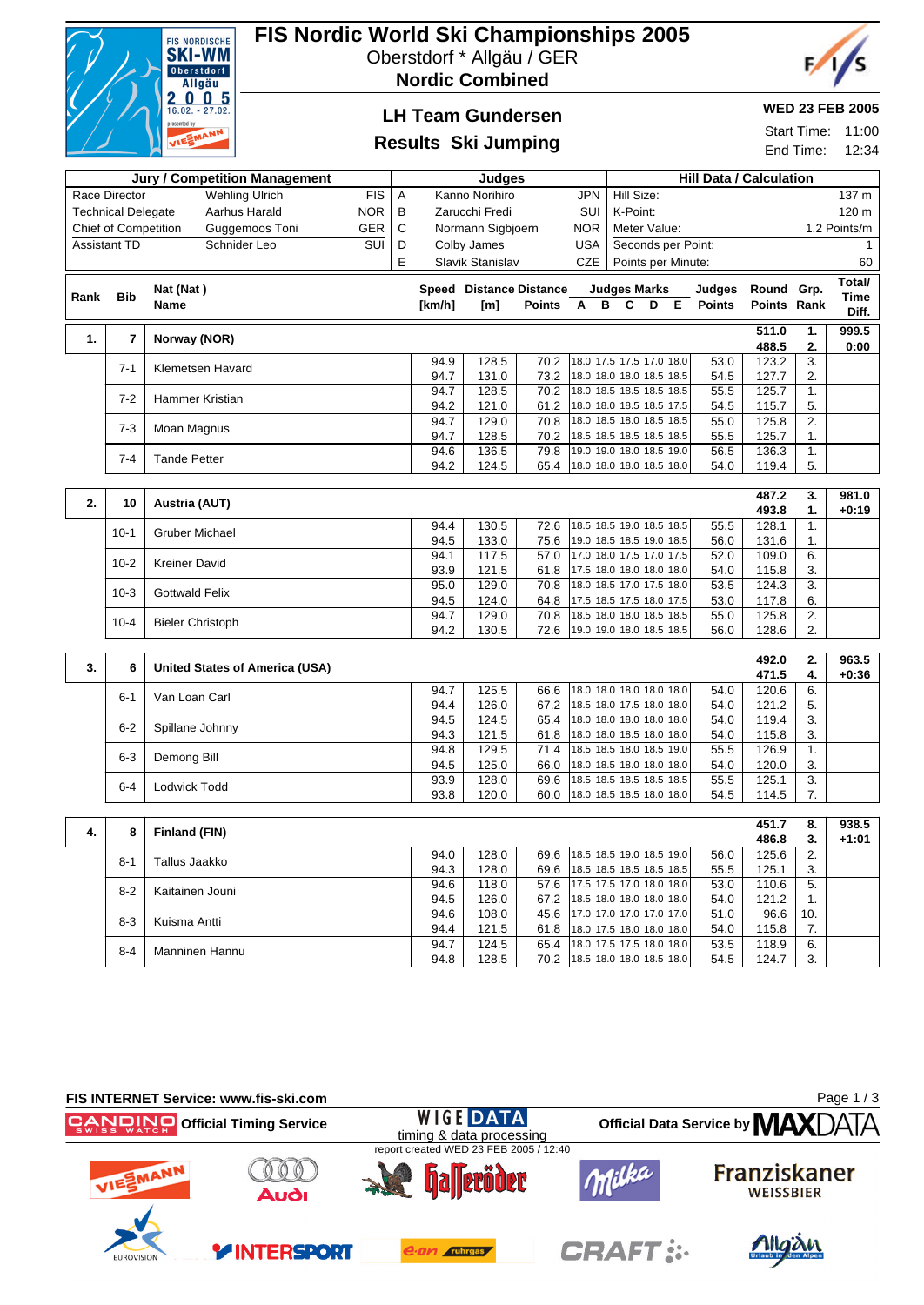# FIS Nordic World Ski Championships 2005

Oberstdorf * Allgäu / GER

**Nordic Combined**

## LH Team Gundersen

## Results Ski Jumping

**WED 23 FEB 2005**

Start Time: 11:00

End Time: 12:34

| Jury / Competition Management | | | Judges | | | Hill Data / Calculation | |
|---|---|---|---|---|---|---|---|
| Race Director | Wehling Ulrich | FIS | A | Kanno Norihiro | JPN | Hill Size: | 137 m |
| Technical Delegate | Aarhus Harald | NOR | B | Zarucchi Fredi | SUI | K-Point: | 120 m |
| Chief of Competition | Guggemoos Toni | GER | C | Normann Sigbjoern | NOR | Meter Value: | 1.2 Points/m |
| Assistant TD | Schnider Leo | SUI | D | Colby James | USA | Seconds per Point: | 1 |
| | | | E | Slavik Stanislav | CZE | Points per Minute: | 60 |

| Rank | Bib | Nat (Nat) Name | Speed [km/h] | Distance [m] | Distance Points | A | B | C | D | E | Judges Points | Round Points | Grp. Rank | Total/ Time Diff. |
|---|---|---|---|---|---|---|---|---|---|---|---|---|---|---|
| 1. | 7 | Norway (NOR) | | | | | | | | | | 511.0 / 488.5 | 1. / 2. | 999.5 / 0:00 |
| | 7-1 | Klemetsen Havard | 94.9 | 128.5 | 70.2 | 18.0 | 17.5 | 17.5 | 17.0 | 18.0 | 53.0 | 123.2 | 3. | |
| | | | 94.7 | 131.0 | 73.2 | 18.0 | 18.0 | 18.0 | 18.5 | 18.5 | 54.5 | 127.7 | 2. | |
| | 7-2 | Hammer Kristian | 94.7 | 128.5 | 70.2 | 18.0 | 18.5 | 18.5 | 18.5 | 18.5 | 55.5 | 125.7 | 1. | |
| | | | 94.2 | 121.0 | 61.2 | 18.0 | 18.0 | 18.5 | 18.5 | 17.5 | 54.5 | 115.7 | 5. | |
| | 7-3 | Moan Magnus | 94.7 | 129.0 | 70.8 | 18.0 | 18.5 | 18.0 | 18.5 | 18.5 | 55.0 | 125.8 | 2. | |
| | | | 94.7 | 128.5 | 70.2 | 18.5 | 18.5 | 18.5 | 18.5 | 18.5 | 55.5 | 125.7 | 1. | |
| | 7-4 | Tande Petter | 94.6 | 136.5 | 79.8 | 19.0 | 19.0 | 18.0 | 18.5 | 19.0 | 56.5 | 136.3 | 1. | |
| | | | 94.2 | 124.5 | 65.4 | 18.0 | 18.0 | 18.0 | 18.5 | 18.0 | 54.0 | 119.4 | 5. | |
| 2. | 10 | Austria (AUT) | | | | | | | | | | 487.2 / 493.8 | 3. / 1. | 981.0 / +0:19 |
| | 10-1 | Gruber Michael | 94.4 | 130.5 | 72.6 | 18.5 | 18.5 | 19.0 | 18.5 | 18.5 | 55.5 | 128.1 | 1. | |
| | | | 94.5 | 133.0 | 75.6 | 19.0 | 18.5 | 18.5 | 19.0 | 18.5 | 56.0 | 131.6 | 1. | |
| | 10-2 | Kreiner David | 94.1 | 117.5 | 57.0 | 17.0 | 18.0 | 17.5 | 17.0 | 17.5 | 52.0 | 109.0 | 6. | |
| | | | 93.9 | 121.5 | 61.8 | 17.5 | 18.0 | 18.0 | 18.0 | 18.0 | 54.0 | 115.8 | 3. | |
| | 10-3 | Gottwald Felix | 95.0 | 129.0 | 70.8 | 18.0 | 18.5 | 17.0 | 17.5 | 18.0 | 53.5 | 124.3 | 3. | |
| | | | 94.5 | 124.0 | 64.8 | 17.5 | 18.5 | 17.5 | 18.0 | 17.5 | 53.0 | 117.8 | 6. | |
| | 10-4 | Bieler Christoph | 94.7 | 129.0 | 70.8 | 18.5 | 18.0 | 18.0 | 18.5 | 18.5 | 55.0 | 125.8 | 2. | |
| | | | 94.2 | 130.5 | 72.6 | 19.0 | 19.0 | 18.0 | 18.5 | 18.5 | 56.0 | 128.6 | 2. | |
| 3. | 6 | United States of America (USA) | | | | | | | | | | 492.0 / 471.5 | 2. / 4. | 963.5 / +0:36 |
| | 6-1 | Van Loan Carl | 94.7 | 125.5 | 66.6 | 18.0 | 18.0 | 18.0 | 18.0 | 18.0 | 54.0 | 120.6 | 6. | |
| | | | 94.4 | 126.0 | 67.2 | 18.5 | 18.0 | 17.5 | 18.0 | 18.0 | 54.0 | 121.2 | 5. | |
| | 6-2 | Spillane Johnny | 94.5 | 124.5 | 65.4 | 18.0 | 18.0 | 18.0 | 18.0 | 18.0 | 54.0 | 119.4 | 3. | |
| | | | 94.3 | 121.5 | 61.8 | 18.0 | 18.0 | 18.5 | 18.0 | 18.0 | 54.0 | 115.8 | 3. | |
| | 6-3 | Demong Bill | 94.8 | 129.5 | 71.4 | 18.5 | 18.5 | 18.0 | 18.5 | 19.0 | 55.5 | 126.9 | 1. | |
| | | | 94.5 | 125.0 | 66.0 | 18.0 | 18.0 | 18.0 | 18.0 | 18.0 | 54.0 | 120.0 | 3. | |
| | 6-4 | Lodwick Todd | 93.9 | 128.0 | 69.6 | 18.5 | 18.5 | 18.5 | 18.5 | 18.5 | 55.5 | 125.1 | 3. | |
| | | | 93.8 | 120.0 | 60.0 | 18.0 | 18.5 | 18.5 | 18.0 | 18.0 | 54.5 | 114.5 | 7. | |
| 4. | 8 | Finland (FIN) | | | | | | | | | | 451.7 / 486.8 | 8. / 3. | 938.5 / +1:01 |
| | 8-1 | Tallus Jaakko | 94.0 | 128.0 | 69.6 | 18.5 | 18.5 | 19.0 | 18.5 | 19.0 | 56.0 | 125.6 | 2. | |
| | | | 94.3 | 128.0 | 69.6 | 18.5 | 18.5 | 18.5 | 18.5 | 18.5 | 55.5 | 125.1 | 3. | |
| | 8-2 | Kaitainen Jouni | 94.6 | 118.0 | 57.6 | 17.5 | 17.5 | 17.0 | 18.0 | 18.0 | 53.0 | 110.6 | 5. | |
| | | | 94.5 | 126.0 | 67.2 | 18.5 | 18.0 | 18.0 | 18.0 | 18.0 | 54.0 | 121.2 | 1. | |
| | 8-3 | Kuisma Antti | 94.6 | 108.0 | 45.6 | 17.0 | 17.0 | 17.0 | 17.0 | 17.0 | 51.0 | 96.6 | 10. | |
| | | | 94.4 | 121.5 | 61.8 | 18.0 | 17.5 | 18.0 | 18.0 | 18.0 | 54.0 | 115.8 | 7. | |
| | 8-4 | Manninen Hannu | 94.7 | 124.5 | 65.4 | 18.0 | 17.5 | 17.5 | 18.0 | 18.0 | 53.5 | 118.9 | 6. | |
| | | | 94.8 | 128.5 | 70.2 | 18.5 | 18.0 | 18.0 | 18.5 | 18.0 | 54.5 | 124.7 | 3. | |

FIS INTERNET Service: www.fis-ski.com

Official Timing Service

timing & data processing

report created WED 23 FEB 2005 / 12:40

Official Data Service by MAXDATA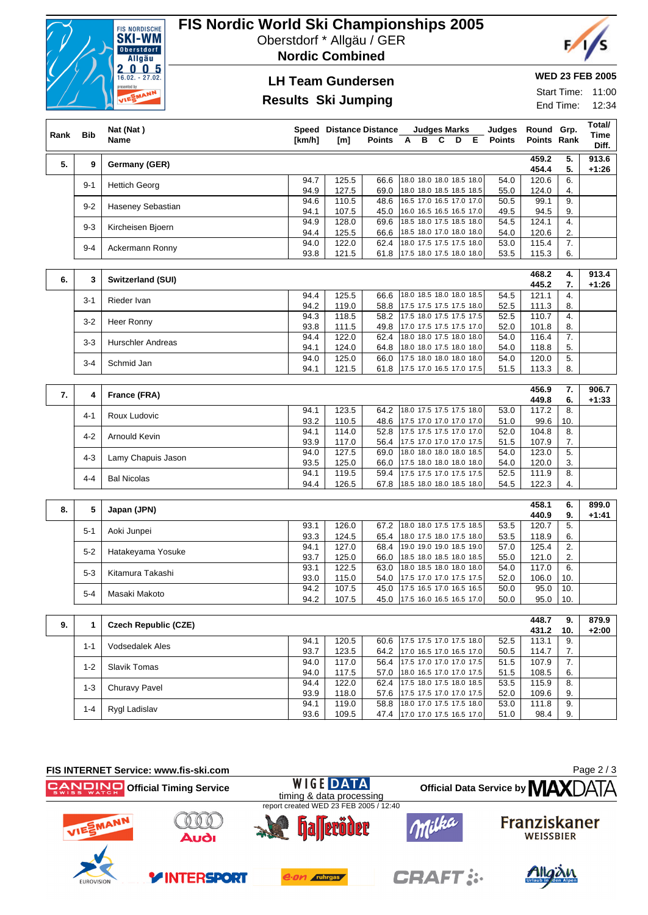# FIS Nordic World Ski Championships 2005

Oberstdorf * Allgäu / GER

**Nordic Combined**

## LH Team Gundersen

## Results Ski Jumping

**WED 23 FEB 2005**

Start Time: 11:00

End Time: 12:34

| Rank | Bib | Nat (Nat) Name | Speed [km/h] | Distance [m] | Distance Points | Judges Marks A B C D E | Judges Points | Round Points | Grp. Rank | Total/ Time Diff. |
|---|---|---|---|---|---|---|---|---|---|---|
| 5. | 9 | **Germany (GER)** | | | | | | 459.2 / 454.4 | 5. / 5. | 913.6 / +1:26 |
| | 9-1 | Hettich Georg | 94.7 / 94.9 | 125.5 / 127.5 | 66.6 / 69.0 | 18.0 18.0 18.0 18.5 18.0 / 18.0 18.0 18.5 18.5 18.5 | 54.0 / 55.0 | 120.6 / 124.0 | 6. / 4. | |
| | 9-2 | Haseney Sebastian | 94.6 / 94.1 | 110.5 / 107.5 | 48.6 / 45.0 | 16.5 17.0 16.5 17.0 17.0 / 16.0 16.5 16.5 16.5 17.0 | 50.5 / 49.5 | 99.1 / 94.5 | 9. / 9. | |
| | 9-3 | Kircheisen Bjoern | 94.9 / 94.4 | 128.0 / 125.5 | 69.6 / 66.6 | 18.5 18.0 17.5 18.5 18.0 / 18.5 18.0 17.0 18.0 18.0 | 54.5 / 54.0 | 124.1 / 120.6 | 4. / 2. | |
| | 9-4 | Ackermann Ronny | 94.0 / 93.8 | 122.0 / 121.5 | 62.4 / 61.8 | 18.0 17.5 17.5 17.5 18.0 / 17.5 18.0 17.5 18.0 18.0 | 53.0 / 53.5 | 115.4 / 115.3 | 7. / 6. | |
| 6. | 3 | **Switzerland (SUI)** | | | | | | 468.2 / 445.2 | 4. / 7. | 913.4 / +1:26 |
| | 3-1 | Rieder Ivan | 94.4 / 94.2 | 125.5 / 119.0 | 66.6 / 58.8 | 18.0 18.5 18.0 18.0 18.5 / 17.5 17.5 17.5 17.5 18.0 | 54.5 / 52.5 | 121.1 / 111.3 | 4. / 8. | |
| | 3-2 | Heer Ronny | 94.3 / 93.8 | 118.5 / 111.5 | 58.2 / 49.8 | 17.5 18.0 17.5 17.5 17.5 / 17.0 17.5 17.5 17.5 17.0 | 52.5 / 52.0 | 110.7 / 101.8 | 4. / 8. | |
| | 3-3 | Hurschler Andreas | 94.4 / 94.1 | 122.0 / 124.0 | 62.4 / 64.8 | 18.0 18.0 17.5 18.0 18.0 / 18.0 18.0 17.5 18.0 18.0 | 54.0 / 54.0 | 116.4 / 118.8 | 7. / 5. | |
| | 3-4 | Schmid Jan | 94.0 / 94.1 | 125.0 / 121.5 | 66.0 / 61.8 | 17.5 18.0 18.0 18.0 18.0 / 17.5 17.0 16.5 17.0 17.5 | 54.0 / 51.5 | 120.0 / 113.3 | 5. / 8. | |
| 7. | 4 | **France (FRA)** | | | | | | 456.9 / 449.8 | 7. / 6. | 906.7 / +1:33 |
| | 4-1 | Roux Ludovic | 94.1 / 93.2 | 123.5 / 110.5 | 64.2 / 48.6 | 18.0 17.5 17.5 17.5 18.0 / 17.5 17.0 17.0 17.0 17.0 | 53.0 / 51.0 | 117.2 / 99.6 | 8. / 10. | |
| | 4-2 | Arnould Kevin | 94.1 / 93.9 | 114.0 / 117.0 | 52.8 / 56.4 | 17.5 17.5 17.5 17.0 17.0 / 17.5 17.0 17.0 17.0 17.5 | 52.0 / 51.5 | 104.8 / 107.9 | 8. / 7. | |
| | 4-3 | Lamy Chapuis Jason | 94.0 / 93.5 | 127.5 / 125.0 | 69.0 / 66.0 | 18.0 18.0 18.0 18.0 18.5 / 17.5 18.0 18.0 18.0 18.0 | 54.0 / 54.0 | 123.0 / 120.0 | 5. / 3. | |
| | 4-4 | Bal Nicolas | 94.1 / 94.4 | 119.5 / 126.5 | 59.4 / 67.8 | 17.5 17.5 17.0 17.5 17.5 / 18.5 18.0 18.0 18.5 18.0 | 52.5 / 54.5 | 111.9 / 122.3 | 8. / 4. | |
| 8. | 5 | **Japan (JPN)** | | | | | | 458.1 / 440.9 | 6. / 9. | 899.0 / +1:41 |
| | 5-1 | Aoki Junpei | 93.1 / 93.3 | 126.0 / 124.5 | 67.2 / 65.4 | 18.0 18.0 17.5 17.5 18.5 / 18.0 17.5 18.0 17.5 18.0 | 53.5 / 53.5 | 120.7 / 118.9 | 5. / 6. | |
| | 5-2 | Hatakeyama Yosuke | 94.1 / 93.7 | 127.0 / 125.0 | 68.4 / 66.0 | 19.0 19.0 19.0 18.5 19.0 / 18.5 18.0 18.5 18.0 18.5 | 57.0 / 55.0 | 125.4 / 121.0 | 2. / 2. | |
| | 5-3 | Kitamura Takashi | 93.1 / 93.0 | 122.5 / 115.0 | 63.0 / 54.0 | 18.0 18.5 18.0 18.0 18.0 / 17.5 17.0 17.0 17.5 17.5 | 54.0 / 52.0 | 117.0 / 106.0 | 6. / 10. | |
| | 5-4 | Masaki Makoto | 94.2 / 94.2 | 107.5 / 107.5 | 45.0 / 45.0 | 17.5 16.5 17.0 16.5 16.5 / 17.5 16.0 16.5 16.5 17.0 | 50.0 / 50.0 | 95.0 / 95.0 | 10. / 10. | |
| 9. | 1 | **Czech Republic (CZE)** | | | | | | 448.7 / 431.2 | 9. / 10. | 879.9 / +2:00 |
| | 1-1 | Vodsedalek Ales | 94.1 / 93.7 | 120.5 / 123.5 | 60.6 / 64.2 | 17.5 17.5 17.0 17.5 18.0 / 17.0 16.5 17.0 16.5 17.0 | 52.5 / 50.5 | 113.1 / 114.7 | 9. / 7. | |
| | 1-2 | Slavik Tomas | 94.0 / 94.0 | 117.0 / 117.5 | 56.4 / 57.0 | 17.5 17.0 17.0 17.0 17.5 / 18.0 16.5 17.0 17.0 17.5 | 51.5 / 51.5 | 107.9 / 108.5 | 7. / 6. | |
| | 1-3 | Churavy Pavel | 94.4 / 93.9 | 122.0 / 118.0 | 62.4 / 57.6 | 17.5 18.0 17.5 18.0 18.5 / 17.5 17.5 17.0 17.0 17.5 | 53.5 / 52.0 | 115.9 / 109.6 | 8. / 9. | |
| | 1-4 | Rygl Ladislav | 94.1 / 93.6 | 119.0 / 109.5 | 58.8 / 47.4 | 18.0 17.0 17.5 17.5 18.0 / 17.0 17.0 17.5 16.5 17.0 | 53.0 / 51.0 | 111.8 / 98.4 | 9. / 9. | |

FIS INTERNET Service: www.fis-ski.com

Official Timing Service · Official Data Service by MAXDATA

WIGE DATA timing & data processing

report created WED 23 FEB 2005 / 12:40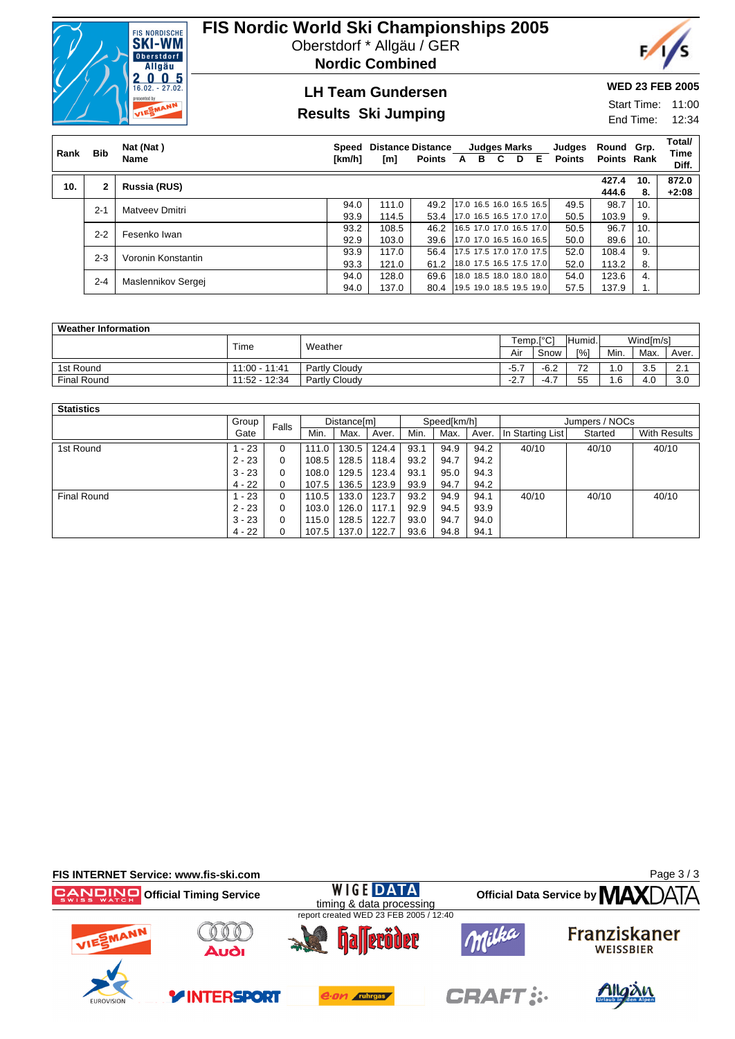# FIS Nordic World Ski Championships 2005

Oberstdorf * Allgäu / GER

**Nordic Combined**

## LH Team Gundersen

## Results Ski Jumping

**WED 23 FEB 2005**

Start Time: 11:00

End Time: 12:34

| Rank | Bib | Nat (Nat ) Name | Speed [km/h] | Distance [m] | Distance Points | Judges Marks A B C D E | Judges Points | Round Points | Grp. Rank | Total/ Time Diff. |
|---|---|---|---|---|---|---|---|---|---|---|
| **10.** | **2** | **Russia (RUS)** | | | | | | **427.4** **444.6** | **10.** **8.** | **872.0** **+2:08** |
| | 2-1 | Matveev Dmitri | 94.0 | 111.0 | 49.2 | 17.0 16.5 16.0 16.5 16.5 | 49.5 | 98.7 | 10. | |
| | | | 93.9 | 114.5 | 53.4 | 17.0 16.5 16.5 17.0 17.0 | 50.5 | 103.9 | 9. | |
| | 2-2 | Fesenko Iwan | 93.2 | 108.5 | 46.2 | 16.5 17.0 17.0 16.5 17.0 | 50.5 | 96.7 | 10. | |
| | | | 92.9 | 103.0 | 39.6 | 17.0 17.0 16.5 16.0 16.5 | 50.0 | 89.6 | 10. | |
| | 2-3 | Voronin Konstantin | 93.9 | 117.0 | 56.4 | 17.5 17.5 17.0 17.0 17.5 | 52.0 | 108.4 | 9. | |
| | | | 93.3 | 121.0 | 61.2 | 18.0 17.5 16.5 17.5 17.0 | 52.0 | 113.2 | 8. | |
| | 2-4 | Maslennikov Sergej | 94.0 | 128.0 | 69.6 | 18.0 18.5 18.0 18.0 18.0 | 54.0 | 123.6 | 4. | |
| | | | 94.0 | 137.0 | 80.4 | 19.5 19.0 18.5 19.5 19.0 | 57.5 | 137.9 | 1. | |

**Weather Information**

| | Time | Weather | Temp.[°C] | | Humid. | Wind[m/s] | | |
|---|---|---|---|---|---|---|---|---|
| | | | Air | Snow | [%] | Min. | Max. | Aver. |
| 1st Round | 11:00 - 11:41 | Partly Cloudy | -5.7 | -6.2 | 72 | 1.0 | 3.5 | 2.1 |
| Final Round | 11:52 - 12:34 | Partly Cloudy | -2.7 | -4.7 | 55 | 1.6 | 4.0 | 3.0 |

**Statistics**

| | Group Gate | Falls | Distance[m] | | | Speed[km/h] | | | Jumpers / NOCs | | |
|---|---|---|---|---|---|---|---|---|---|---|---|
| | | | Min. | Max. | Aver. | Min. | Max. | Aver. | In Starting List | Started | With Results |
| 1st Round | 1 - 23 | 0 | 111.0 | 130.5 | 124.4 | 93.1 | 94.9 | 94.2 | 40/10 | 40/10 | 40/10 |
| | 2 - 23 | 0 | 108.5 | 128.5 | 118.4 | 93.2 | 94.7 | 94.2 | | | |
| | 3 - 23 | 0 | 108.0 | 129.5 | 123.4 | 93.1 | 95.0 | 94.3 | | | |
| | 4 - 22 | 0 | 107.5 | 136.5 | 123.9 | 93.9 | 94.7 | 94.2 | | | |
| Final Round | 1 - 23 | 0 | 110.5 | 133.0 | 123.7 | 93.2 | 94.9 | 94.1 | 40/10 | 40/10 | 40/10 |
| | 2 - 23 | 0 | 103.0 | 126.0 | 117.1 | 92.9 | 94.5 | 93.9 | | | |
| | 3 - 23 | 0 | 115.0 | 128.5 | 122.7 | 93.0 | 94.7 | 94.0 | | | |
| | 4 - 22 | 0 | 107.5 | 137.0 | 122.7 | 93.6 | 94.8 | 94.1 | | | |

FIS INTERNET Service: www.fis-ski.com

CANDINO Official Timing Service — WIGE DATA timing & data processing — Official Data Service by MAXDATA

report created WED 23 FEB 2005 / 12:40